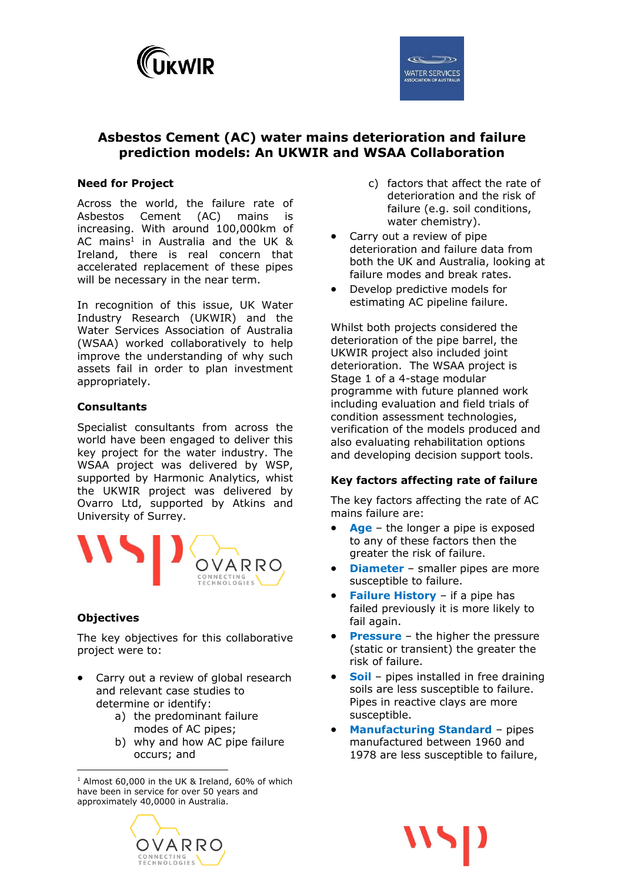# Asbestos Cement (AC) water mains deterioration and failure prediction models: An UKWIR and WSAA Collaboration

## Need for Project

Across the world, the failure rate of Asbestos Cement (AC) mains is increasing. With around 100,000km of AC mains[1] in Australia and the UK & Ireland, there is real concern that accelerated replacement of these pipes will be necessary in the near term.

In recognition of this issue, UK Water Industry Research (UKWIR) and the Water Services Association of Australia (WSAA) worked collaboratively to help improve the understanding of why such assets fail in order to plan investment appropriately.

## Consultants

Specialist consultants from across the world have been engaged to deliver this key project for the water industry. The WSAA project was delivered by WSP, supported by Harmonic Analytics, whilst the UKWIR project was delivered by Ovarro Ltd, supported by Atkins and University of Surrey.

## Objectives

The key objectives for this collaborative project were to:

- Carry out a review of global research and relevant case studies to determine or identify:
  a) the predominant failure modes of AC pipes;
  b) why and how AC pipe failure occurs; and
  c) factors that affect the rate of deterioration and the risk of failure (e.g. soil conditions, water chemistry).
- Carry out a review of pipe deterioration and failure data from both the UK and Australia, looking at failure modes and break rates.
- Develop predictive models for estimating AC pipeline failure.

Whilst both projects considered the deterioration of the pipe barrel, the UKWIR project also included joint deterioration. The WSAA project is Stage 1 of a 4-stage modular programme with future planned work including evaluation and field trials of condition assessment technologies, verification of the models produced and also evaluating rehabilitation options and developing decision support tools.

## Key factors affecting rate of failure

The key factors affecting the rate of AC mains failure are:

- **Age** – the longer a pipe is exposed to any of these factors then the greater the risk of failure.
- **Diameter** – smaller pipes are more susceptible to failure.
- **Failure History** – if a pipe has failed previously it is more likely to fail again.
- **Pressure** – the higher the pressure (static or transient) the greater the risk of failure.
- **Soil** – pipes installed in free draining soils are less susceptible to failure. Pipes in reactive clays are more susceptible.
- **Manufacturing Standard** – pipes manufactured between 1960 and 1978 are less susceptible to failure,

---

[1] Almost 60,000 in the UK & Ireland, 60% of which have been in service for over 50 years and approximately 40,0000 in Australia.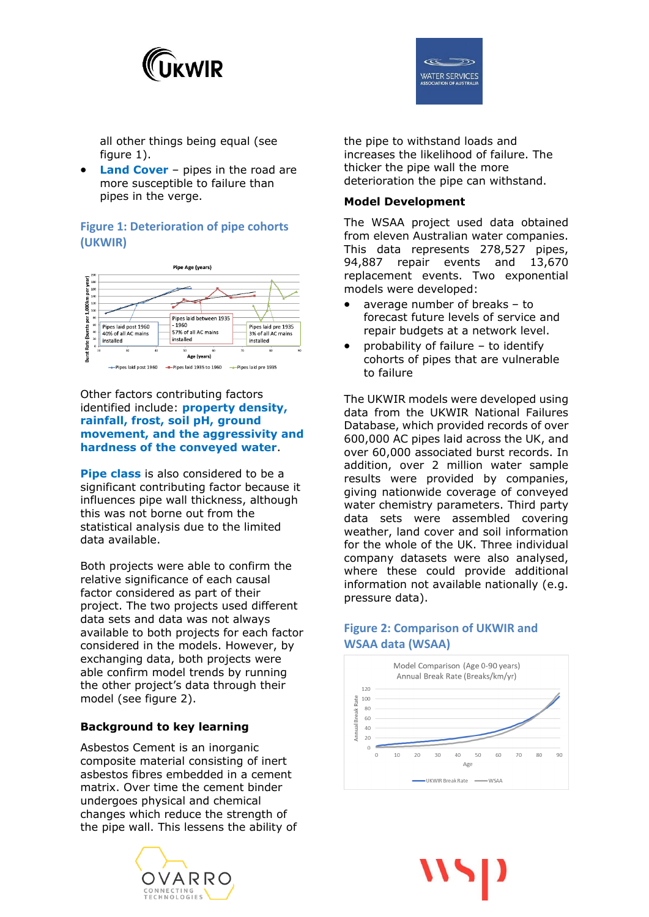all other things being equal (see figure 1).

- **Land Cover** – pipes in the road are more susceptible to failure than pipes in the verge.

**Figure 1: Deterioration of pipe cohorts (UKWIR)**

Other factors contributing factors identified include: **property density, rainfall, frost, soil pH, ground movement, and the aggressivity and hardness of the conveyed water**.

**Pipe class** is also considered to be a significant contributing factor because it influences pipe wall thickness, although this was not borne out from the statistical analysis due to the limited data available.

Both projects were able to confirm the relative significance of each causal factor considered as part of their project. The two projects used different data sets and data was not always available to both projects for each factor considered in the models. However, by exchanging data, both projects were able confirm model trends by running the other project's data through their model (see figure 2).

### Background to key learning

Asbestos Cement is an inorganic composite material consisting of inert asbestos fibres embedded in a cement matrix. Over time the cement binder undergoes physical and chemical changes which reduce the strength of the pipe wall. This lessens the ability of the pipe to withstand loads and increases the likelihood of failure. The thicker the pipe wall the more deterioration the pipe can withstand.

### Model Development

The WSAA project used data obtained from eleven Australian water companies. This data represents 278,527 pipes, 94,887 repair events and 13,670 replacement events. Two exponential models were developed:

- average number of breaks – to forecast future levels of service and repair budgets at a network level.
- probability of failure – to identify cohorts of pipes that are vulnerable to failure

The UKWIR models were developed using data from the UKWIR National Failures Database, which provided records of over 600,000 AC pipes laid across the UK, and over 60,000 associated burst records. In addition, over 2 million water sample results were provided by companies, giving nationwide coverage of conveyed water chemistry parameters. Third party data sets were assembled covering weather, land cover and soil information for the whole of the UK. Three individual company datasets were also analysed, where these could provide additional information not available nationally (e.g. pressure data).

**Figure 2: Comparison of UKWIR and WSAA data (WSAA)**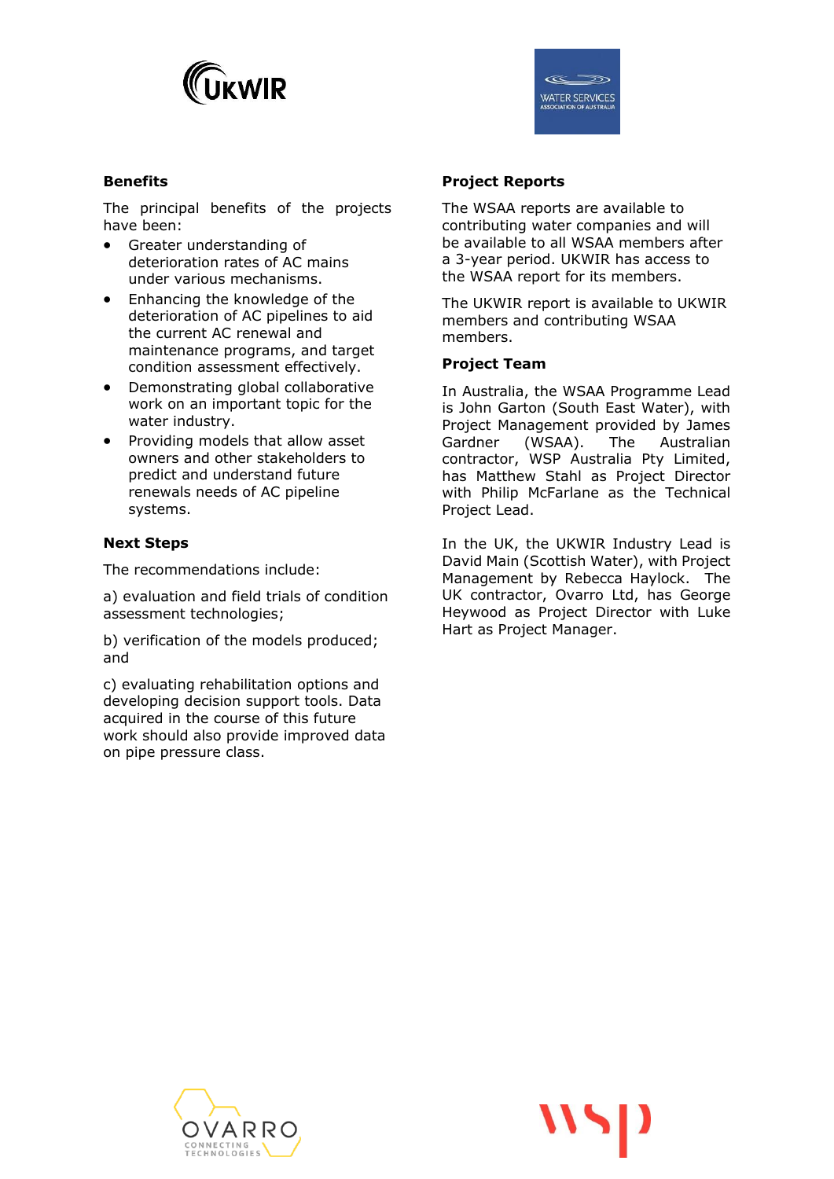### Benefits

The principal benefits of the projects have been:

- Greater understanding of deterioration rates of AC mains under various mechanisms.
- Enhancing the knowledge of the deterioration of AC pipelines to aid the current AC renewal and maintenance programs, and target condition assessment effectively.
- Demonstrating global collaborative work on an important topic for the water industry.
- Providing models that allow asset owners and other stakeholders to predict and understand future renewals needs of AC pipeline systems.

### Next Steps

The recommendations include:

a) evaluation and field trials of condition assessment technologies;

b) verification of the models produced; and

c) evaluating rehabilitation options and developing decision support tools. Data acquired in the course of this future work should also provide improved data on pipe pressure class.

### Project Reports

The WSAA reports are available to contributing water companies and will be available to all WSAA members after a 3-year period. UKWIR has access to the WSAA report for its members.

The UKWIR report is available to UKWIR members and contributing WSAA members.

### Project Team

In Australia, the WSAA Programme Lead is John Garton (South East Water), with Project Management provided by James Gardner (WSAA). The Australian contractor, WSP Australia Pty Limited, has Matthew Stahl as Project Director with Philip McFarlane as the Technical Project Lead.

In the UK, the UKWIR Industry Lead is David Main (Scottish Water), with Project Management by Rebecca Haylock. The UK contractor, Ovarro Ltd, has George Heywood as Project Director with Luke Hart as Project Manager.